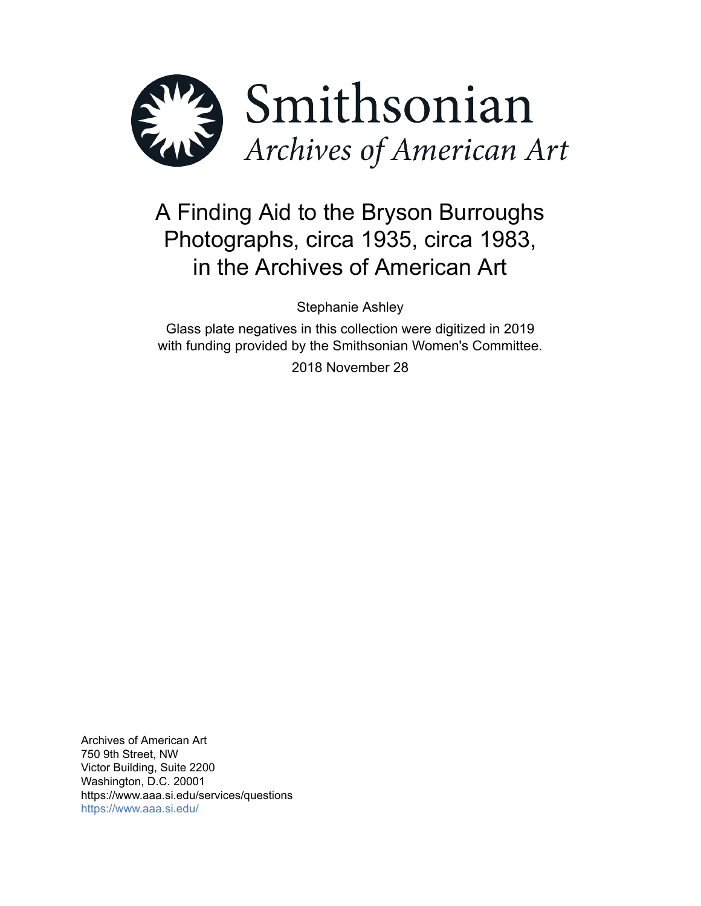Smithsonian

*Archives of American Art*

# A Finding Aid to the Bryson Burroughs Photographs, circa 1935, circa 1983, in the Archives of American Art

Stephanie Ashley

Glass plate negatives in this collection were digitized in 2019 with funding provided by the Smithsonian Women's Committee.

2018 November 28

Archives of American Art
750 9th Street, NW
Victor Building, Suite 2200
Washington, D.C. 20001
https://www.aaa.si.edu/services/questions
https://www.aaa.si.edu/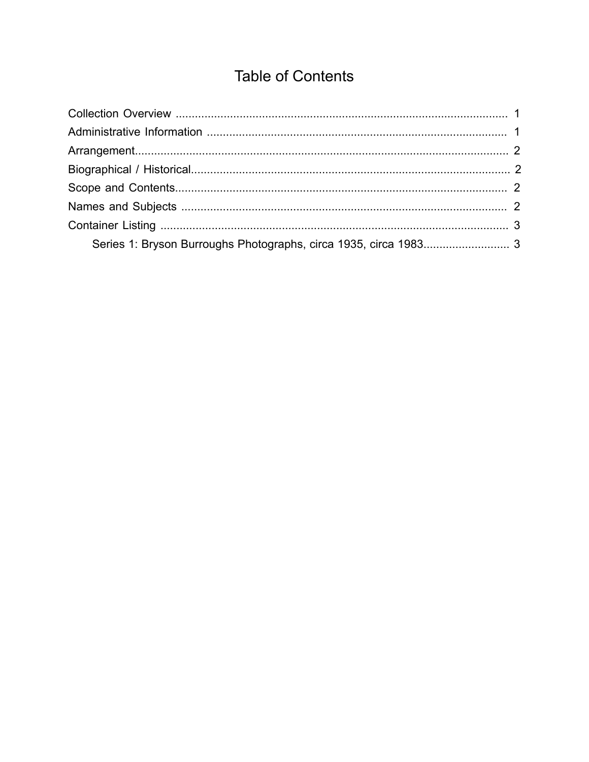# Table of Contents

Collection Overview ........................................................................................................ 1

Administrative Information .............................................................................................. 1

Arrangement..................................................................................................................... 2

Biographical / Historical.................................................................................................... 2

Scope and Contents.......................................................................................................... 2

Names and Subjects ........................................................................................................ 2

Container Listing .............................................................................................................. 3

- Series 1: Bryson Burroughs Photographs, circa 1935, circa 1983........................... 3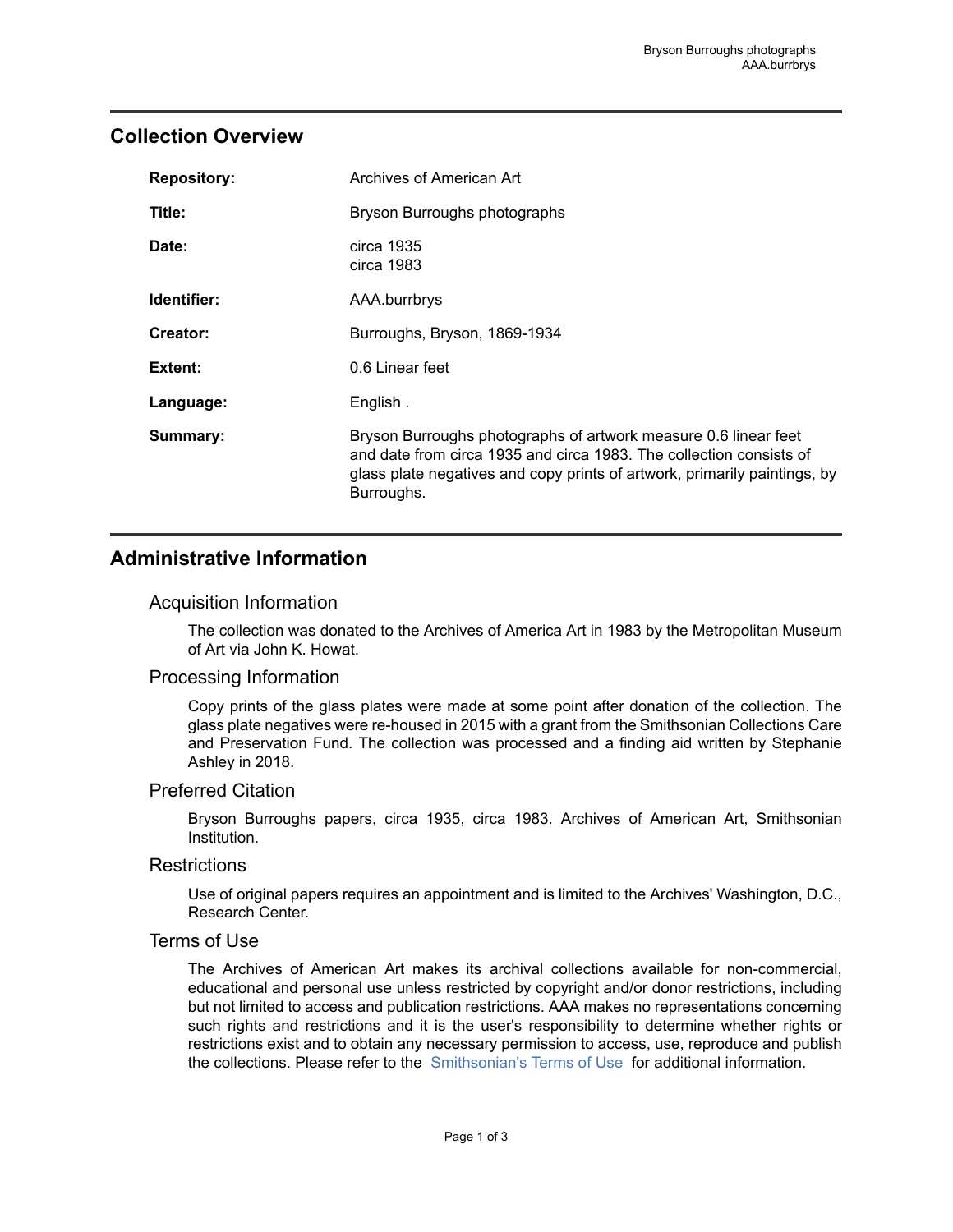## Collection Overview

| | |
|---|---|
| **Repository:** | Archives of American Art |
| **Title:** | Bryson Burroughs photographs |
| **Date:** | circa 1935<br>circa 1983 |
| **Identifier:** | AAA.burrbrys |
| **Creator:** | Burroughs, Bryson, 1869-1934 |
| **Extent:** | 0.6 Linear feet |
| **Language:** | English . |
| **Summary:** | Bryson Burroughs photographs of artwork measure 0.6 linear feet and date from circa 1935 and circa 1983. The collection consists of glass plate negatives and copy prints of artwork, primarily paintings, by Burroughs. |

## Administrative Information

### Acquisition Information

The collection was donated to the Archives of America Art in 1983 by the Metropolitan Museum of Art via John K. Howat.

### Processing Information

Copy prints of the glass plates were made at some point after donation of the collection. The glass plate negatives were re-housed in 2015 with a grant from the Smithsonian Collections Care and Preservation Fund. The collection was processed and a finding aid written by Stephanie Ashley in 2018.

### Preferred Citation

Bryson Burroughs papers, circa 1935, circa 1983. Archives of American Art, Smithsonian Institution.

### Restrictions

Use of original papers requires an appointment and is limited to the Archives' Washington, D.C., Research Center.

### Terms of Use

The Archives of American Art makes its archival collections available for non-commercial, educational and personal use unless restricted by copyright and/or donor restrictions, including but not limited to access and publication restrictions. AAA makes no representations concerning such rights and restrictions and it is the user's responsibility to determine whether rights or restrictions exist and to obtain any necessary permission to access, use, reproduce and publish the collections. Please refer to the Smithsonian's Terms of Use for additional information.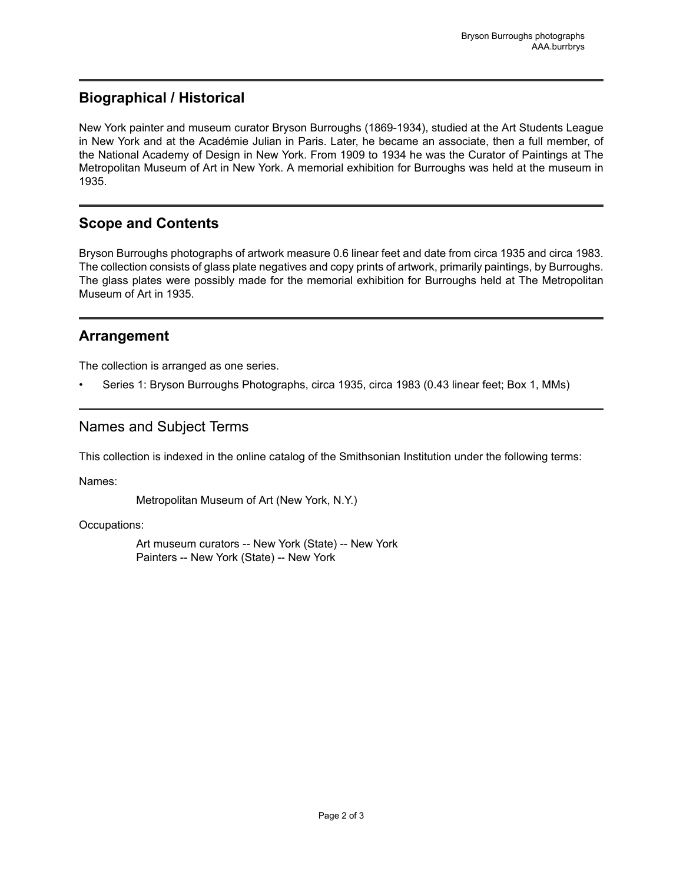## Biographical / Historical

New York painter and museum curator Bryson Burroughs (1869-1934), studied at the Art Students League in New York and at the Académie Julian in Paris. Later, he became an associate, then a full member, of the National Academy of Design in New York. From 1909 to 1934 he was the Curator of Paintings at The Metropolitan Museum of Art in New York. A memorial exhibition for Burroughs was held at the museum in 1935.

## Scope and Contents

Bryson Burroughs photographs of artwork measure 0.6 linear feet and date from circa 1935 and circa 1983. The collection consists of glass plate negatives and copy prints of artwork, primarily paintings, by Burroughs. The glass plates were possibly made for the memorial exhibition for Burroughs held at The Metropolitan Museum of Art in 1935.

## Arrangement

The collection is arranged as one series.

- Series 1: Bryson Burroughs Photographs, circa 1935, circa 1983 (0.43 linear feet; Box 1, MMs)

## Names and Subject Terms

This collection is indexed in the online catalog of the Smithsonian Institution under the following terms:

Names:

> Metropolitan Museum of Art (New York, N.Y.)

Occupations:

> Art museum curators -- New York (State) -- New York
> Painters -- New York (State) -- New York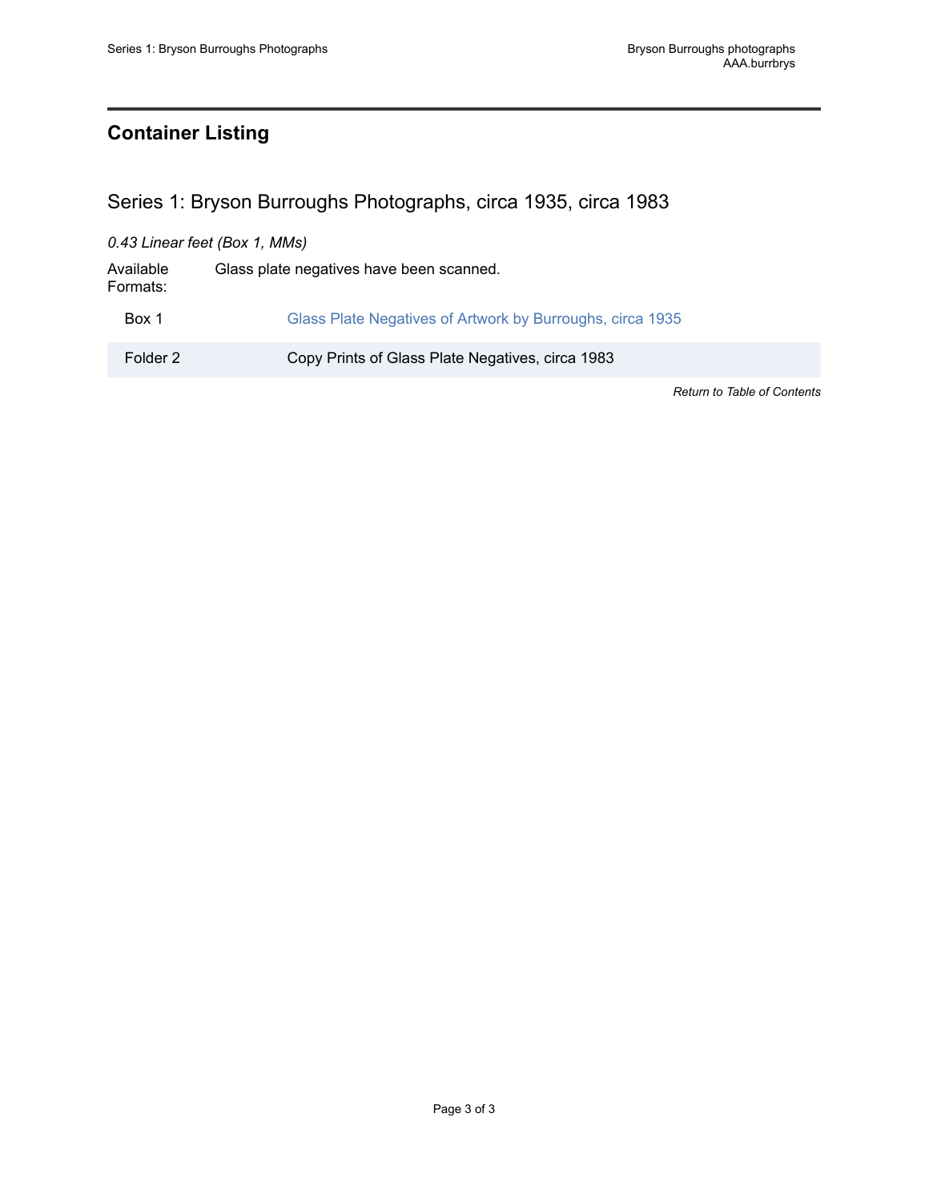## Container Listing

### Series 1: Bryson Burroughs Photographs, circa 1935, circa 1983

*0.43 Linear feet (Box 1, MMs)*

Available Formats: Glass plate negatives have been scanned.

| | |
|---|---|
| Box 1 | Glass Plate Negatives of Artwork by Burroughs, circa 1935 |
| Folder 2 | Copy Prints of Glass Plate Negatives, circa 1983 |

*Return to Table of Contents*